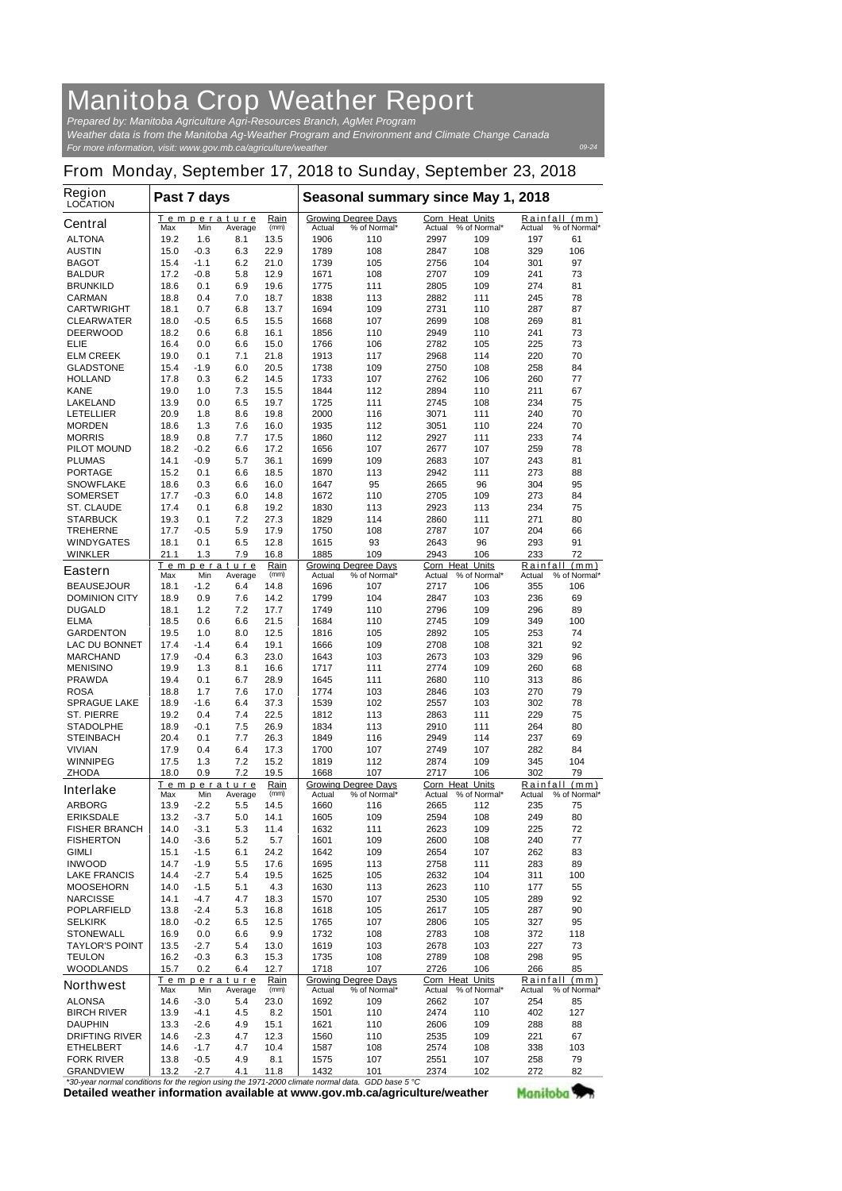# Manitoba Crop Weather Report

*Prepared by: Manitoba Agriculture Agri-Resources Branch, AgMet Program*
*Weather data is from the Manitoba Ag-Weather Program and Environment and Climate Change Canada*
*For more information, visit: www.gov.mb.ca/agriculture/weather*

09-24

## From Monday, September 17, 2018 to Sunday, September 23, 2018

| Region LOCATION | Past 7 days | | | | Seasonal summary since May 1, 2018 | | | | | |
|---|---|---|---|---|---|---|---|---|---|---|
| | Temperature | | | Rain | Growing Degree Days | | Corn Heat Units | | Rainfall (mm) | |
| **Central** | Max | Min | Average | (mm) | Actual | % of Normal* | Actual | % of Normal* | Actual | % of Normal* |
| ALTONA | 19.2 | 1.6 | 8.1 | 13.5 | 1906 | 110 | 2997 | 109 | 197 | 61 |
| AUSTIN | 15.0 | -0.3 | 6.3 | 22.9 | 1789 | 108 | 2847 | 108 | 329 | 106 |
| BAGOT | 15.4 | -1.1 | 6.2 | 21.0 | 1739 | 105 | 2756 | 104 | 301 | 97 |
| BALDUR | 17.2 | -0.8 | 5.8 | 12.9 | 1671 | 108 | 2707 | 109 | 241 | 73 |
| BRUNKILD | 18.6 | 0.1 | 6.9 | 19.6 | 1775 | 111 | 2805 | 109 | 274 | 81 |
| CARMAN | 18.8 | 0.4 | 7.0 | 18.7 | 1838 | 113 | 2882 | 111 | 245 | 78 |
| CARTWRIGHT | 18.1 | 0.7 | 6.8 | 13.7 | 1694 | 109 | 2731 | 110 | 287 | 87 |
| CLEARWATER | 18.0 | -0.5 | 6.5 | 15.5 | 1668 | 107 | 2699 | 108 | 269 | 81 |
| DEERWOOD | 18.2 | 0.6 | 6.8 | 16.1 | 1856 | 110 | 2949 | 110 | 241 | 73 |
| ELIE | 16.4 | 0.0 | 6.6 | 15.0 | 1766 | 106 | 2782 | 105 | 225 | 73 |
| ELM CREEK | 19.0 | 0.1 | 7.1 | 21.8 | 1913 | 117 | 2968 | 114 | 220 | 70 |
| GLADSTONE | 15.4 | -1.9 | 6.0 | 20.5 | 1738 | 109 | 2750 | 108 | 258 | 84 |
| HOLLAND | 17.8 | 0.3 | 6.2 | 14.5 | 1733 | 107 | 2762 | 106 | 260 | 77 |
| KANE | 19.0 | 1.0 | 7.3 | 15.5 | 1844 | 112 | 2894 | 110 | 211 | 67 |
| LAKELAND | 13.9 | 0.0 | 6.5 | 19.7 | 1725 | 111 | 2745 | 108 | 234 | 75 |
| LETELLIER | 20.9 | 1.8 | 8.6 | 19.8 | 2000 | 116 | 3071 | 111 | 240 | 70 |
| MORDEN | 18.6 | 1.3 | 7.6 | 16.0 | 1935 | 112 | 3051 | 110 | 224 | 70 |
| MORRIS | 18.9 | 0.8 | 7.7 | 17.5 | 1860 | 112 | 2927 | 111 | 233 | 74 |
| PILOT MOUND | 18.2 | -0.2 | 6.6 | 17.2 | 1656 | 107 | 2677 | 107 | 259 | 78 |
| PLUMAS | 14.1 | -0.9 | 5.7 | 36.1 | 1699 | 109 | 2683 | 107 | 243 | 81 |
| PORTAGE | 15.2 | 0.1 | 6.6 | 18.5 | 1870 | 113 | 2942 | 111 | 273 | 88 |
| SNOWFLAKE | 18.6 | 0.3 | 6.6 | 16.0 | 1647 | 95 | 2665 | 96 | 304 | 95 |
| SOMERSET | 17.7 | -0.3 | 6.0 | 14.8 | 1672 | 110 | 2705 | 109 | 273 | 84 |
| ST. CLAUDE | 17.4 | 0.1 | 6.8 | 19.2 | 1830 | 113 | 2923 | 113 | 234 | 75 |
| STARBUCK | 19.3 | 0.1 | 7.2 | 27.3 | 1829 | 114 | 2860 | 111 | 271 | 80 |
| TREHERNE | 17.7 | -0.5 | 5.9 | 17.9 | 1750 | 108 | 2787 | 107 | 204 | 66 |
| WINDYGATES | 18.1 | 0.1 | 6.5 | 12.8 | 1615 | 93 | 2643 | 96 | 293 | 91 |
| WINKLER | 21.1 | 1.3 | 7.9 | 16.8 | 1885 | 109 | 2943 | 106 | 233 | 72 |
| **Eastern** | Max | Min | Average | (mm) | Actual | % of Normal* | Actual | % of Normal* | Actual | % of Normal* |
| BEAUSEJOUR | 18.1 | -1.2 | 6.4 | 14.8 | 1696 | 107 | 2717 | 106 | 355 | 106 |
| DOMINION CITY | 18.9 | 0.9 | 7.6 | 14.2 | 1799 | 104 | 2847 | 103 | 236 | 69 |
| DUGALD | 18.1 | 1.2 | 7.2 | 17.7 | 1749 | 110 | 2796 | 109 | 296 | 89 |
| ELMA | 18.5 | 0.6 | 6.6 | 21.5 | 1684 | 110 | 2745 | 109 | 349 | 100 |
| GARDENTON | 19.5 | 1.0 | 8.0 | 12.5 | 1816 | 105 | 2892 | 105 | 253 | 74 |
| LAC DU BONNET | 17.4 | -1.4 | 6.4 | 19.1 | 1666 | 109 | 2708 | 108 | 321 | 92 |
| MARCHAND | 17.9 | -0.4 | 6.3 | 23.0 | 1643 | 103 | 2673 | 103 | 329 | 96 |
| MENISINO | 19.9 | 1.3 | 8.1 | 16.6 | 1717 | 111 | 2774 | 109 | 260 | 68 |
| PRAWDA | 19.4 | 0.1 | 6.7 | 28.9 | 1645 | 111 | 2680 | 110 | 313 | 86 |
| ROSA | 18.8 | 1.7 | 7.6 | 17.0 | 1774 | 103 | 2846 | 103 | 270 | 79 |
| SPRAGUE LAKE | 18.9 | -1.6 | 6.4 | 37.3 | 1539 | 102 | 2557 | 103 | 302 | 78 |
| ST. PIERRE | 19.2 | 0.4 | 7.4 | 22.5 | 1812 | 113 | 2863 | 111 | 229 | 75 |
| STADOLPHE | 18.9 | -0.1 | 7.5 | 26.9 | 1834 | 113 | 2910 | 111 | 264 | 80 |
| STEINBACH | 20.4 | 0.1 | 7.7 | 26.3 | 1849 | 116 | 2949 | 114 | 237 | 69 |
| VIVIAN | 17.9 | 0.4 | 6.4 | 17.3 | 1700 | 107 | 2749 | 107 | 282 | 84 |
| WINNIPEG | 17.5 | 1.3 | 7.2 | 15.2 | 1819 | 112 | 2874 | 109 | 345 | 104 |
| ZHODA | 18.0 | 0.9 | 7.2 | 19.5 | 1668 | 107 | 2717 | 106 | 302 | 79 |
| **Interlake** | Max | Min | Average | (mm) | Actual | % of Normal* | Actual | % of Normal* | Actual | % of Normal* |
| ARBORG | 13.9 | -2.2 | 5.5 | 14.5 | 1660 | 116 | 2665 | 112 | 235 | 75 |
| ERIKSDALE | 13.2 | -3.7 | 5.0 | 14.1 | 1605 | 109 | 2594 | 108 | 249 | 80 |
| FISHER BRANCH | 14.0 | -3.1 | 5.3 | 11.4 | 1632 | 111 | 2623 | 109 | 225 | 72 |
| FISHERTON | 14.0 | -3.6 | 5.2 | 5.7 | 1601 | 109 | 2600 | 108 | 240 | 77 |
| GIMLI | 15.1 | -1.5 | 6.1 | 24.2 | 1642 | 109 | 2654 | 107 | 262 | 83 |
| INWOOD | 14.7 | -1.9 | 5.5 | 17.6 | 1695 | 113 | 2758 | 111 | 283 | 89 |
| LAKE FRANCIS | 14.4 | -2.7 | 5.4 | 19.5 | 1625 | 105 | 2632 | 104 | 311 | 100 |
| MOOSEHORN | 14.0 | -1.5 | 5.1 | 4.3 | 1630 | 113 | 2623 | 110 | 177 | 55 |
| NARCISSE | 14.1 | -4.7 | 4.7 | 18.3 | 1570 | 107 | 2530 | 105 | 289 | 92 |
| POPLARFIELD | 13.8 | -2.4 | 5.3 | 16.8 | 1618 | 105 | 2617 | 105 | 287 | 90 |
| SELKIRK | 18.0 | -0.2 | 6.5 | 12.5 | 1765 | 107 | 2806 | 105 | 327 | 95 |
| STONEWALL | 16.9 | 0.0 | 6.6 | 9.9 | 1732 | 108 | 2783 | 108 | 372 | 118 |
| TAYLOR'S POINT | 13.5 | -2.7 | 5.4 | 13.0 | 1619 | 103 | 2678 | 103 | 227 | 73 |
| TEULON | 16.2 | -0.3 | 6.3 | 15.3 | 1735 | 108 | 2789 | 108 | 298 | 95 |
| WOODLANDS | 15.7 | 0.2 | 6.4 | 12.7 | 1718 | 107 | 2726 | 106 | 266 | 85 |
| **Northwest** | Max | Min | Average | (mm) | Actual | % of Normal* | Actual | % of Normal* | Actual | % of Normal* |
| ALONSA | 14.6 | -3.0 | 5.4 | 23.0 | 1692 | 109 | 2662 | 107 | 254 | 85 |
| BIRCH RIVER | 13.9 | -4.1 | 4.5 | 8.2 | 1501 | 110 | 2474 | 110 | 402 | 127 |
| DAUPHIN | 13.3 | -2.6 | 4.9 | 15.1 | 1621 | 110 | 2606 | 109 | 288 | 88 |
| DRIFTING RIVER | 14.6 | -2.3 | 4.7 | 12.3 | 1560 | 110 | 2535 | 109 | 221 | 67 |
| ETHELBERT | 14.6 | -1.7 | 4.7 | 10.4 | 1587 | 108 | 2574 | 108 | 338 | 103 |
| FORK RIVER | 13.8 | -0.5 | 4.9 | 8.1 | 1575 | 107 | 2551 | 107 | 258 | 79 |
| GRANDVIEW | 13.2 | -2.7 | 4.1 | 11.8 | 1432 | 101 | 2374 | 102 | 272 | 82 |

*30-year normal conditions for the region using the 1971-2000 climate normal data. GDD base 5 °C

**Detailed weather information available at www.gov.mb.ca/agriculture/weather**

Manitoba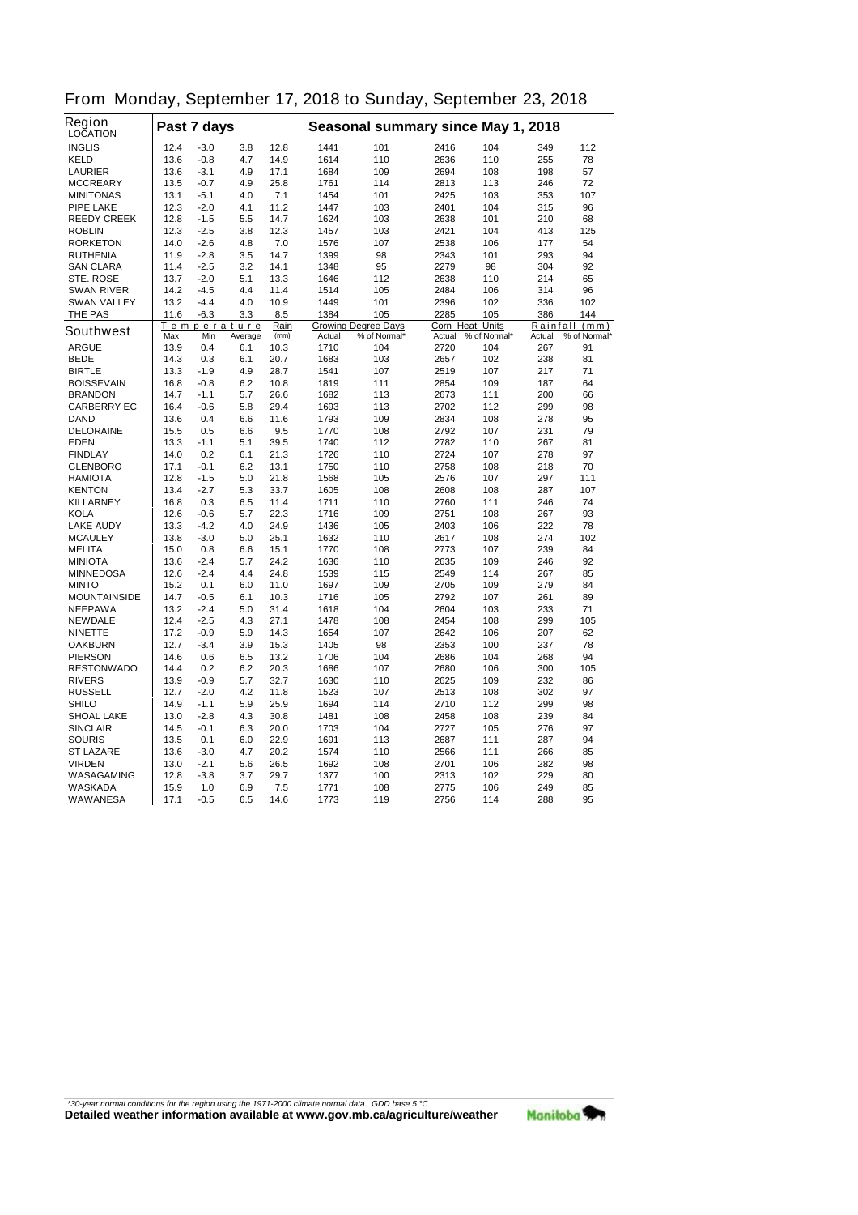# From Monday, September 17, 2018 to Sunday, September 23, 2018

| Region LOCATION | Past 7 days | | | | Seasonal summary since May 1, 2018 | | | | | |
|---|---|---|---|---|---|---|---|---|---|---|
| INGLIS | 12.4 | -3.0 | 3.8 | 12.8 | 1441 | 101 | 2416 | 104 | 349 | 112 |
| KELD | 13.6 | -0.8 | 4.7 | 14.9 | 1614 | 110 | 2636 | 110 | 255 | 78 |
| LAURIER | 13.6 | -3.1 | 4.9 | 17.1 | 1684 | 109 | 2694 | 108 | 198 | 57 |
| MCCREARY | 13.5 | -0.7 | 4.9 | 25.8 | 1761 | 114 | 2813 | 113 | 246 | 72 |
| MINITONAS | 13.1 | -5.1 | 4.0 | 7.1 | 1454 | 101 | 2425 | 103 | 353 | 107 |
| PIPE LAKE | 12.3 | -2.0 | 4.1 | 11.2 | 1447 | 103 | 2401 | 104 | 315 | 96 |
| REEDY CREEK | 12.8 | -1.5 | 5.5 | 14.7 | 1624 | 103 | 2638 | 101 | 210 | 68 |
| ROBLIN | 12.3 | -2.5 | 3.8 | 12.3 | 1457 | 103 | 2421 | 104 | 413 | 125 |
| RORKETON | 14.0 | -2.6 | 4.8 | 7.0 | 1576 | 107 | 2538 | 106 | 177 | 54 |
| RUTHENIA | 11.9 | -2.8 | 3.5 | 14.7 | 1399 | 98 | 2343 | 101 | 293 | 94 |
| SAN CLARA | 11.4 | -2.5 | 3.2 | 14.1 | 1348 | 95 | 2279 | 98 | 304 | 92 |
| STE. ROSE | 13.7 | -2.0 | 5.1 | 13.3 | 1646 | 112 | 2638 | 110 | 214 | 65 |
| SWAN RIVER | 14.2 | -4.5 | 4.4 | 11.4 | 1514 | 105 | 2484 | 106 | 314 | 96 |
| SWAN VALLEY | 13.2 | -4.4 | 4.0 | 10.9 | 1449 | 101 | 2396 | 102 | 336 | 102 |
| THE PAS | 11.6 | -6.3 | 3.3 | 8.5 | 1384 | 105 | 2285 | 105 | 386 | 144 |
| **Southwest** | Temperature | | | Rain | Growing Degree Days | | Corn Heat Units | | Rainfall (mm) | |
| | Max | Min | Average | (mm) | Actual | % of Normal* | Actual | % of Normal* | Actual | % of Normal* |
| ARGUE | 13.9 | 0.4 | 6.1 | 10.3 | 1710 | 104 | 2720 | 104 | 267 | 91 |
| BEDE | 14.3 | 0.3 | 6.1 | 20.7 | 1683 | 103 | 2657 | 102 | 238 | 81 |
| BIRTLE | 13.3 | -1.9 | 4.9 | 28.7 | 1541 | 107 | 2519 | 107 | 217 | 71 |
| BOISSEVAIN | 16.8 | -0.8 | 6.2 | 10.8 | 1819 | 111 | 2854 | 109 | 187 | 64 |
| BRANDON | 14.7 | -1.1 | 5.7 | 26.6 | 1682 | 113 | 2673 | 111 | 200 | 66 |
| CARBERRY EC | 16.4 | -0.6 | 5.8 | 29.4 | 1693 | 113 | 2702 | 112 | 299 | 98 |
| DAND | 13.6 | 0.4 | 6.6 | 11.6 | 1793 | 109 | 2834 | 108 | 278 | 95 |
| DELORAINE | 15.5 | 0.5 | 6.6 | 9.5 | 1770 | 108 | 2792 | 107 | 231 | 79 |
| EDEN | 13.3 | -1.1 | 5.1 | 39.5 | 1740 | 112 | 2782 | 110 | 267 | 81 |
| FINDLAY | 14.0 | 0.2 | 6.1 | 21.3 | 1726 | 110 | 2724 | 107 | 278 | 97 |
| GLENBORO | 17.1 | -0.1 | 6.2 | 13.1 | 1750 | 110 | 2758 | 108 | 218 | 70 |
| HAMIOTA | 12.8 | -1.5 | 5.0 | 21.8 | 1568 | 105 | 2576 | 107 | 297 | 111 |
| KENTON | 13.4 | -2.7 | 5.3 | 33.7 | 1605 | 108 | 2608 | 108 | 287 | 107 |
| KILLARNEY | 16.8 | 0.3 | 6.5 | 11.4 | 1711 | 110 | 2760 | 111 | 246 | 74 |
| KOLA | 12.6 | -0.6 | 5.7 | 22.3 | 1716 | 109 | 2751 | 108 | 267 | 93 |
| LAKE AUDY | 13.3 | -4.2 | 4.0 | 24.9 | 1436 | 105 | 2403 | 106 | 222 | 78 |
| MCAULEY | 13.8 | -3.0 | 5.0 | 25.1 | 1632 | 110 | 2617 | 108 | 274 | 102 |
| MELITA | 15.0 | 0.8 | 6.6 | 15.1 | 1770 | 108 | 2773 | 107 | 239 | 84 |
| MINIOTA | 13.6 | -2.4 | 5.7 | 24.2 | 1636 | 110 | 2635 | 109 | 246 | 92 |
| MINNEDOSA | 12.6 | -2.4 | 4.4 | 24.8 | 1539 | 115 | 2549 | 114 | 267 | 85 |
| MINTO | 15.2 | 0.1 | 6.0 | 11.0 | 1697 | 109 | 2705 | 109 | 279 | 84 |
| MOUNTAINSIDE | 14.7 | -0.5 | 6.1 | 10.3 | 1716 | 105 | 2792 | 107 | 261 | 89 |
| NEEPAWA | 13.2 | -2.4 | 5.0 | 31.4 | 1618 | 104 | 2604 | 103 | 233 | 71 |
| NEWDALE | 12.4 | -2.5 | 4.3 | 27.1 | 1478 | 108 | 2454 | 108 | 299 | 105 |
| NINETTE | 17.2 | -0.9 | 5.9 | 14.3 | 1654 | 107 | 2642 | 106 | 207 | 62 |
| OAKBURN | 12.7 | -3.4 | 3.9 | 15.3 | 1405 | 98 | 2353 | 100 | 237 | 78 |
| PIERSON | 14.6 | 0.6 | 6.5 | 13.2 | 1706 | 104 | 2686 | 104 | 268 | 94 |
| RESTONWADO | 14.4 | 0.2 | 6.2 | 20.3 | 1686 | 107 | 2680 | 106 | 300 | 105 |
| RIVERS | 13.9 | -0.9 | 5.7 | 32.7 | 1630 | 110 | 2625 | 109 | 232 | 86 |
| RUSSELL | 12.7 | -2.0 | 4.2 | 11.8 | 1523 | 107 | 2513 | 108 | 302 | 97 |
| SHILO | 14.9 | -1.1 | 5.9 | 25.9 | 1694 | 114 | 2710 | 112 | 299 | 98 |
| SHOAL LAKE | 13.0 | -2.8 | 4.3 | 30.8 | 1481 | 108 | 2458 | 108 | 239 | 84 |
| SINCLAIR | 14.5 | -0.1 | 6.3 | 20.0 | 1703 | 104 | 2727 | 105 | 276 | 97 |
| SOURIS | 13.5 | 0.1 | 6.0 | 22.9 | 1691 | 113 | 2687 | 111 | 287 | 94 |
| ST LAZARE | 13.6 | -3.0 | 4.7 | 20.2 | 1574 | 110 | 2566 | 111 | 266 | 85 |
| VIRDEN | 13.0 | -2.1 | 5.6 | 26.5 | 1692 | 108 | 2701 | 106 | 282 | 98 |
| WASAGAMING | 12.8 | -3.8 | 3.7 | 29.7 | 1377 | 100 | 2313 | 102 | 229 | 80 |
| WASKADA | 15.9 | 1.0 | 6.9 | 7.5 | 1771 | 108 | 2775 | 106 | 249 | 85 |
| WAWANESA | 17.1 | -0.5 | 6.5 | 14.6 | 1773 | 119 | 2756 | 114 | 288 | 95 |

*30-year normal conditions for the region using the 1971-2000 climate normal data. GDD base 5 °C

**Detailed weather information available at www.gov.mb.ca/agriculture/weather**

Manitoba